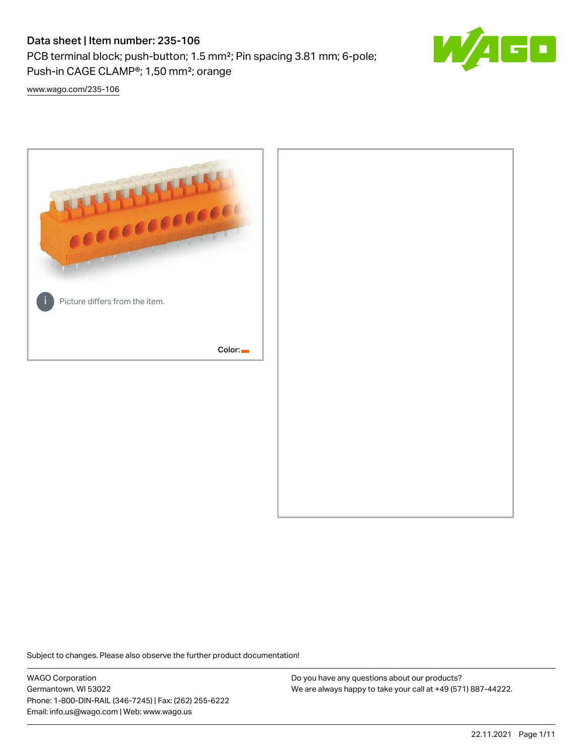# Data sheet | Item number: 235-106

PCB terminal block; push-button; 1.5 mm²; Pin spacing 3.81 mm; 6-pole; Push-in CAGE CLAMP®; 1,50 mm²; orange

www.wago.com/235-106

Picture differs from the item.

Color:

Subject to changes. Please also observe the further product documentation!

WAGO Corporation
Germantown, WI 53022
Phone: 1-800-DIN-RAIL (346-7245) | Fax: (262) 255-6222
Email: info.us@wago.com | Web: www.wago.us

Do you have any questions about our products?
We are always happy to take your call at +49 (571) 887-44222.

22.11.2021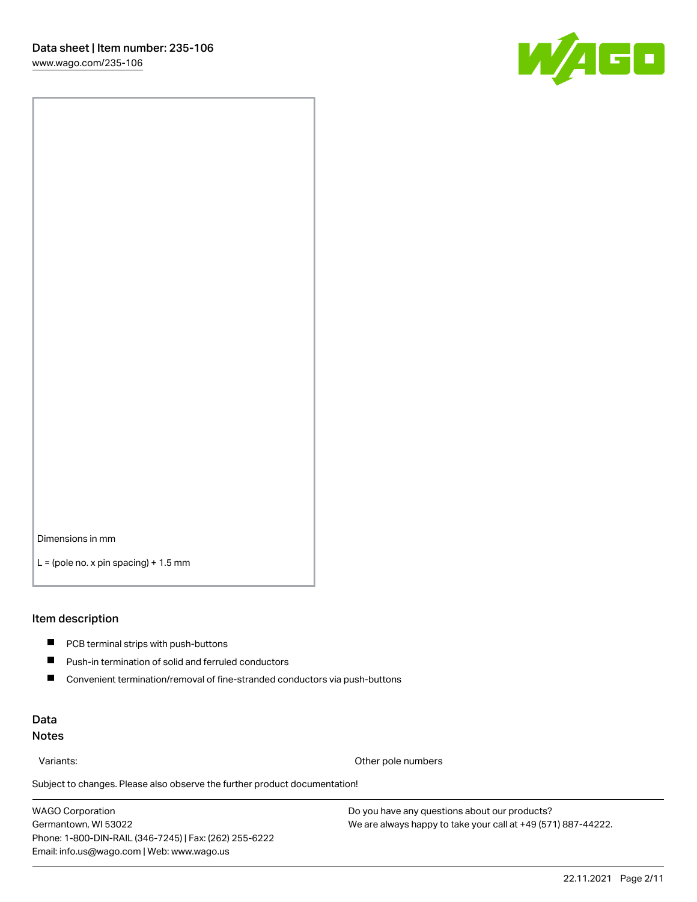Dimensions in mm

L = (pole no. x pin spacing) + 1.5 mm

## Item description

- PCB terminal strips with push-buttons
- Push-in termination of solid and ferruled conductors
- Convenient termination/removal of fine-stranded conductors via push-buttons

## Data

### Notes

| Variants: | Other pole numbers |
| --- | --- |

Subject to changes. Please also observe the further product documentation!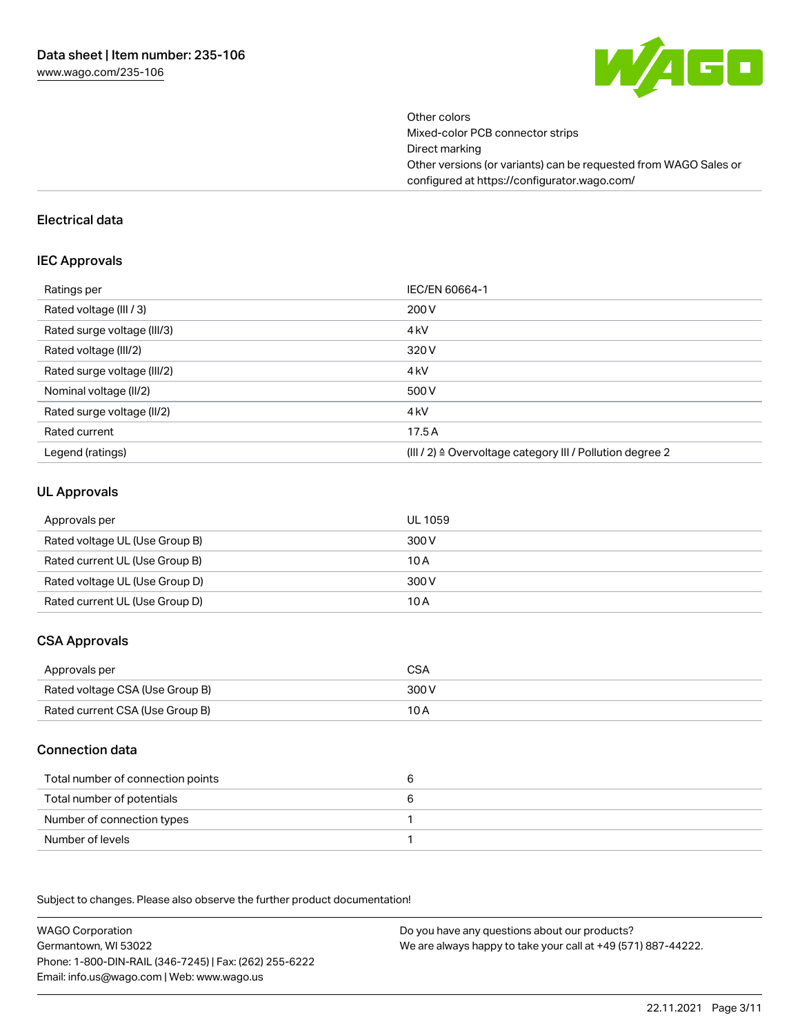Other colors
Mixed-color PCB connector strips
Direct marking
Other versions (or variants) can be requested from WAGO Sales or configured at https://configurator.wago.com/

## Electrical data

### IEC Approvals

| | |
|---|---|
| Ratings per | IEC/EN 60664-1 |
| Rated voltage (III / 3) | 200 V |
| Rated surge voltage (III/3) | 4 kV |
| Rated voltage (III/2) | 320 V |
| Rated surge voltage (III/2) | 4 kV |
| Nominal voltage (II/2) | 500 V |
| Rated surge voltage (II/2) | 4 kV |
| Rated current | 17.5 A |
| Legend (ratings) | (III / 2) ≙ Overvoltage category III / Pollution degree 2 |

### UL Approvals

| | |
|---|---|
| Approvals per | UL 1059 |
| Rated voltage UL (Use Group B) | 300 V |
| Rated current UL (Use Group B) | 10 A |
| Rated voltage UL (Use Group D) | 300 V |
| Rated current UL (Use Group D) | 10 A |

### CSA Approvals

| | |
|---|---|
| Approvals per | CSA |
| Rated voltage CSA (Use Group B) | 300 V |
| Rated current CSA (Use Group B) | 10 A |

### Connection data

| | |
|---|---|
| Total number of connection points | 6 |
| Total number of potentials | 6 |
| Number of connection types | 1 |
| Number of levels | 1 |

Subject to changes. Please also observe the further product documentation!

WAGO Corporation
Germantown, WI 53022
Phone: 1-800-DIN-RAIL (346-7245) | Fax: (262) 255-6222
Email: info.us@wago.com | Web: www.wago.us

Do you have any questions about our products?
We are always happy to take your call at +49 (571) 887-44222.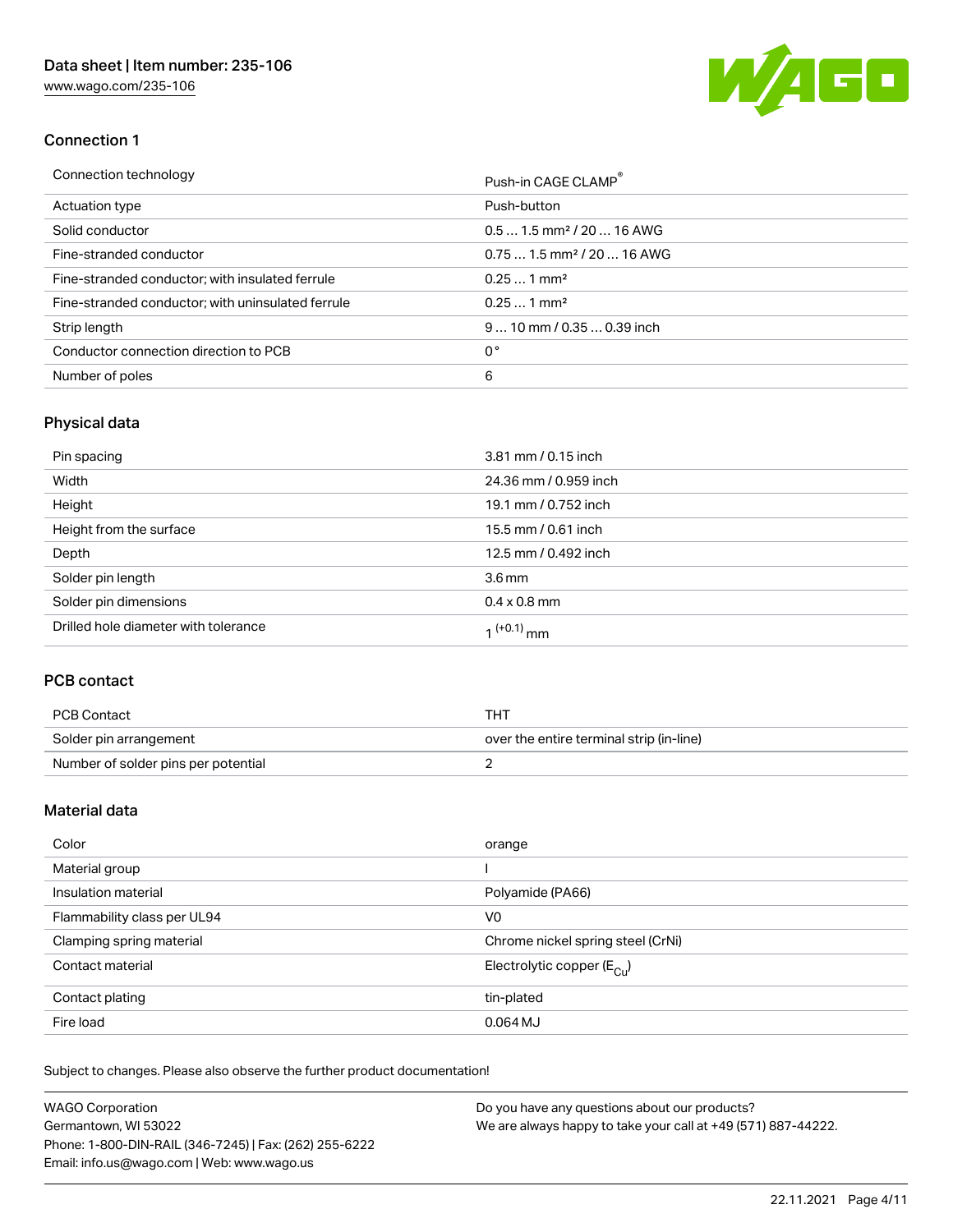## Connection 1

| Connection technology | Push-in CAGE CLAMP® |
|---|---|
| Actuation type | Push-button |
| Solid conductor | 0.5 … 1.5 mm² / 20 … 16 AWG |
| Fine-stranded conductor | 0.75 … 1.5 mm² / 20 … 16 AWG |
| Fine-stranded conductor; with insulated ferrule | 0.25 … 1 mm² |
| Fine-stranded conductor; with uninsulated ferrule | 0.25 … 1 mm² |
| Strip length | 9 … 10 mm / 0.35 … 0.39 inch |
| Conductor connection direction to PCB | 0 ° |
| Number of poles | 6 |

## Physical data

| Pin spacing | 3.81 mm / 0.15 inch |
|---|---|
| Width | 24.36 mm / 0.959 inch |
| Height | 19.1 mm / 0.752 inch |
| Height from the surface | 15.5 mm / 0.61 inch |
| Depth | 12.5 mm / 0.492 inch |
| Solder pin length | 3.6 mm |
| Solder pin dimensions | 0.4 x 0.8 mm |
| Drilled hole diameter with tolerance | $1^{(+0.1)}$ mm |

## PCB contact

| PCB Contact | THT |
|---|---|
| Solder pin arrangement | over the entire terminal strip (in-line) |
| Number of solder pins per potential | 2 |

## Material data

| Color | orange |
|---|---|
| Material group | I |
| Insulation material | Polyamide (PA66) |
| Flammability class per UL94 | V0 |
| Clamping spring material | Chrome nickel spring steel (CrNi) |
| Contact material | Electrolytic copper ($E_{Cu}$) |
| Contact plating | tin-plated |
| Fire load | 0.064 MJ |

Subject to changes. Please also observe the further product documentation!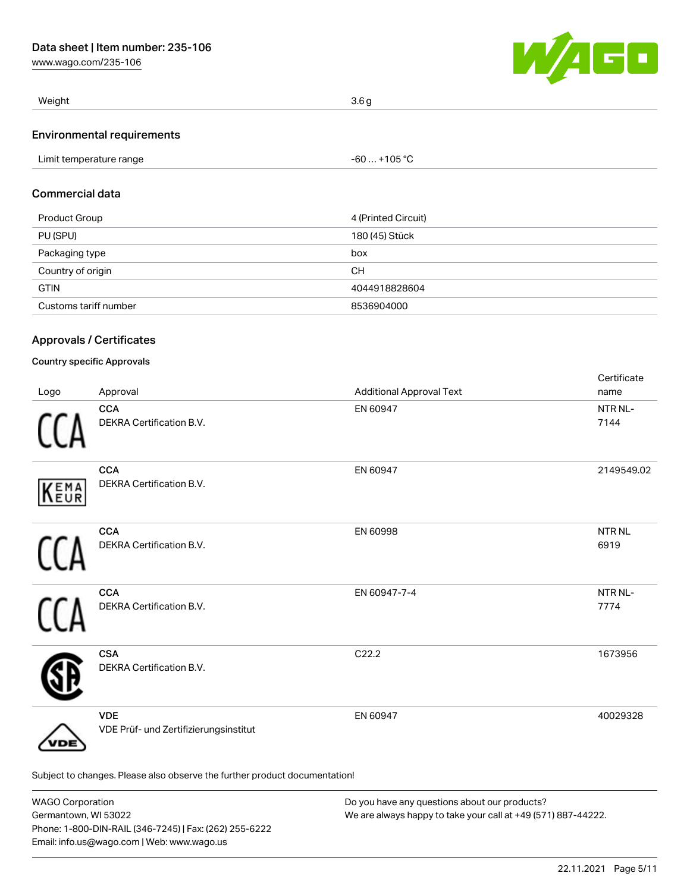| Weight | 3.6 g |
| --- | --- |

## Environmental requirements

| Limit temperature range | -60 … +105 °C |
| --- | --- |

## Commercial data

| Product Group | 4 (Printed Circuit) |
| --- | --- |
| PU (SPU) | 180 (45) Stück |
| Packaging type | box |
| Country of origin | CH |
| GTIN | 4044918828604 |
| Customs tariff number | 8536904000 |

## Approvals / Certificates

### Country specific Approvals

| Logo | Approval | Additional Approval Text | Certificate name |
| --- | --- | --- | --- |
| CCA | **CCA** DEKRA Certification B.V. | EN 60947 | NTR NL-7144 |
| KEMA EUR | **CCA** DEKRA Certification B.V. | EN 60947 | 2149549.02 |
| CCA | **CCA** DEKRA Certification B.V. | EN 60998 | NTR NL 6919 |
| CCA | **CCA** DEKRA Certification B.V. | EN 60947-7-4 | NTR NL-7774 |
| SA | **CSA** DEKRA Certification B.V. | C22.2 | 1673956 |
| VDE | **VDE** VDE Prüf- und Zertifizierungsinstitut | EN 60947 | 40029328 |

Subject to changes. Please also observe the further product documentation!

WAGO Corporation
Germantown, WI 53022
Phone: 1-800-DIN-RAIL (346-7245) | Fax: (262) 255-6222
Email: info.us@wago.com | Web: www.wago.us

Do you have any questions about our products?
We are always happy to take your call at +49 (571) 887-44222.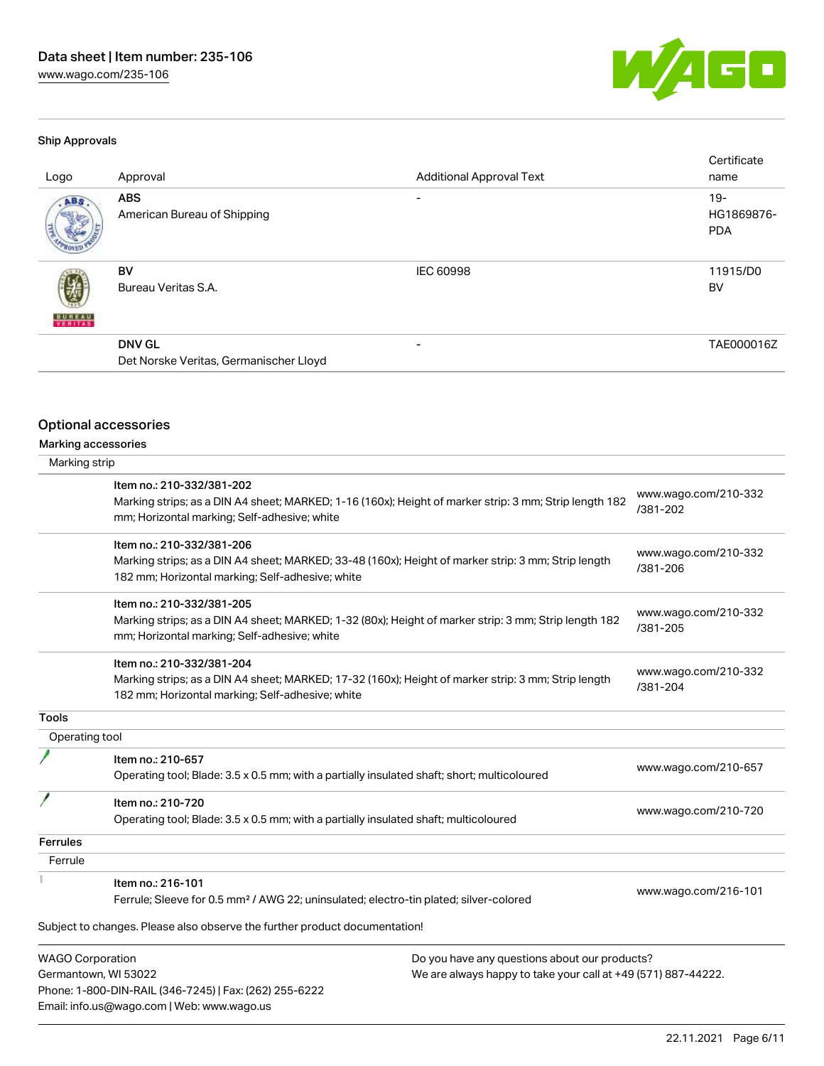### Ship Approvals

| Logo | Approval | Additional Approval Text | Certificate name |
|---|---|---|---|
| | **ABS**<br>American Bureau of Shipping | - | 19-HG1869876-PDA |
| | **BV**<br>Bureau Veritas S.A. | IEC 60998 | 11915/D0 BV |
| | **DNV GL**<br>Det Norske Veritas, Germanischer Lloyd | - | TAE000016Z |

## Optional accessories

### Marking accessories

Marking strip

| Item | Link |
|---|---|
| Item no.: 210-332/381-202<br>Marking strips; as a DIN A4 sheet; MARKED; 1-16 (160x); Height of marker strip: 3 mm; Strip length 182 mm; Horizontal marking; Self-adhesive; white | www.wago.com/210-332/381-202 |
| Item no.: 210-332/381-206<br>Marking strips; as a DIN A4 sheet; MARKED; 33-48 (160x); Height of marker strip: 3 mm; Strip length 182 mm; Horizontal marking; Self-adhesive; white | www.wago.com/210-332/381-206 |
| Item no.: 210-332/381-205<br>Marking strips; as a DIN A4 sheet; MARKED; 1-32 (80x); Height of marker strip: 3 mm; Strip length 182 mm; Horizontal marking; Self-adhesive; white | www.wago.com/210-332/381-205 |
| Item no.: 210-332/381-204<br>Marking strips; as a DIN A4 sheet; MARKED; 17-32 (160x); Height of marker strip: 3 mm; Strip length 182 mm; Horizontal marking; Self-adhesive; white | www.wago.com/210-332/381-204 |

### Tools

Operating tool

| Item | Link |
|---|---|
| Item no.: 210-657<br>Operating tool; Blade: 3.5 x 0.5 mm; with a partially insulated shaft; short; multicoloured | www.wago.com/210-657 |
| Item no.: 210-720<br>Operating tool; Blade: 3.5 x 0.5 mm; with a partially insulated shaft; multicoloured | www.wago.com/210-720 |

### Ferrules

Ferrule

| Item | Link |
|---|---|
| Item no.: 216-101<br>Ferrule; Sleeve for 0.5 mm² / AWG 22; uninsulated; electro-tin plated; silver-colored | www.wago.com/216-101 |

Subject to changes. Please also observe the further product documentation!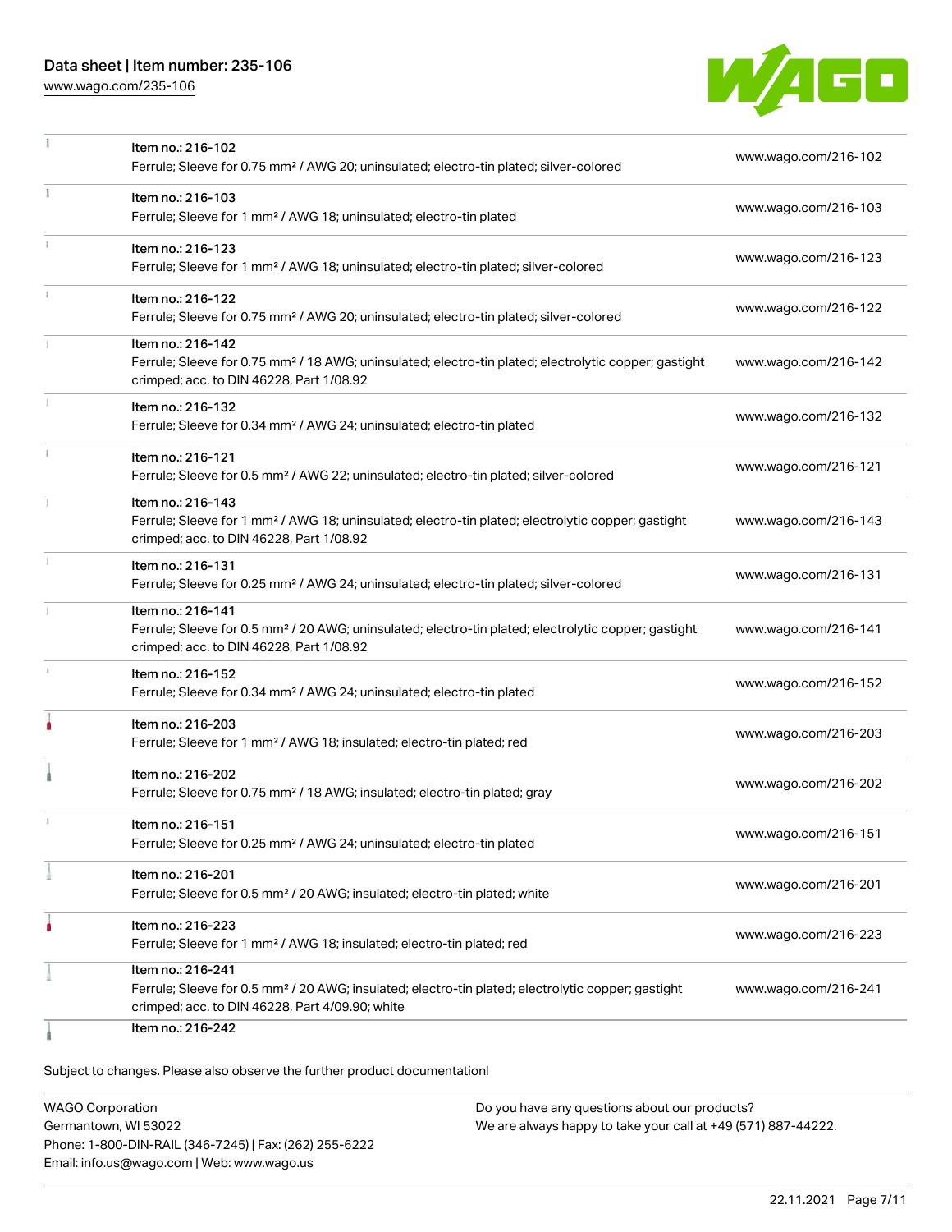| | | |
|---|---|---|
| | Item no.: 216-102<br>Ferrule; Sleeve for 0.75 mm² / AWG 20; uninsulated; electro-tin plated; silver-colored | www.wago.com/216-102 |
| | Item no.: 216-103<br>Ferrule; Sleeve for 1 mm² / AWG 18; uninsulated; electro-tin plated | www.wago.com/216-103 |
| | Item no.: 216-123<br>Ferrule; Sleeve for 1 mm² / AWG 18; uninsulated; electro-tin plated; silver-colored | www.wago.com/216-123 |
| | Item no.: 216-122<br>Ferrule; Sleeve for 0.75 mm² / AWG 20; uninsulated; electro-tin plated; silver-colored | www.wago.com/216-122 |
| | Item no.: 216-142<br>Ferrule; Sleeve for 0.75 mm² / 18 AWG; uninsulated; electro-tin plated; electrolytic copper; gastight crimped; acc. to DIN 46228, Part 1/08.92 | www.wago.com/216-142 |
| | Item no.: 216-132<br>Ferrule; Sleeve for 0.34 mm² / AWG 24; uninsulated; electro-tin plated | www.wago.com/216-132 |
| | Item no.: 216-121<br>Ferrule; Sleeve for 0.5 mm² / AWG 22; uninsulated; electro-tin plated; silver-colored | www.wago.com/216-121 |
| | Item no.: 216-143<br>Ferrule; Sleeve for 1 mm² / AWG 18; uninsulated; electro-tin plated; electrolytic copper; gastight crimped; acc. to DIN 46228, Part 1/08.92 | www.wago.com/216-143 |
| | Item no.: 216-131<br>Ferrule; Sleeve for 0.25 mm² / AWG 24; uninsulated; electro-tin plated; silver-colored | www.wago.com/216-131 |
| | Item no.: 216-141<br>Ferrule; Sleeve for 0.5 mm² / 20 AWG; uninsulated; electro-tin plated; electrolytic copper; gastight crimped; acc. to DIN 46228, Part 1/08.92 | www.wago.com/216-141 |
| | Item no.: 216-152<br>Ferrule; Sleeve for 0.34 mm² / AWG 24; uninsulated; electro-tin plated | www.wago.com/216-152 |
| | Item no.: 216-203<br>Ferrule; Sleeve for 1 mm² / AWG 18; insulated; electro-tin plated; red | www.wago.com/216-203 |
| | Item no.: 216-202<br>Ferrule; Sleeve for 0.75 mm² / 18 AWG; insulated; electro-tin plated; gray | www.wago.com/216-202 |
| | Item no.: 216-151<br>Ferrule; Sleeve for 0.25 mm² / AWG 24; uninsulated; electro-tin plated | www.wago.com/216-151 |
| | Item no.: 216-201<br>Ferrule; Sleeve for 0.5 mm² / 20 AWG; insulated; electro-tin plated; white | www.wago.com/216-201 |
| | Item no.: 216-223<br>Ferrule; Sleeve for 1 mm² / AWG 18; insulated; electro-tin plated; red | www.wago.com/216-223 |
| | Item no.: 216-241<br>Ferrule; Sleeve for 0.5 mm² / 20 AWG; insulated; electro-tin plated; electrolytic copper; gastight crimped; acc. to DIN 46228, Part 4/09.90; white | www.wago.com/216-241 |
| | Item no.: 216-242 | |

Subject to changes. Please also observe the further product documentation!

WAGO Corporation
Germantown, WI 53022
Phone: 1-800-DIN-RAIL (346-7245) | Fax: (262) 255-6222
Email: info.us@wago.com | Web: www.wago.us

Do you have any questions about our products?
We are always happy to take your call at +49 (571) 887-44222.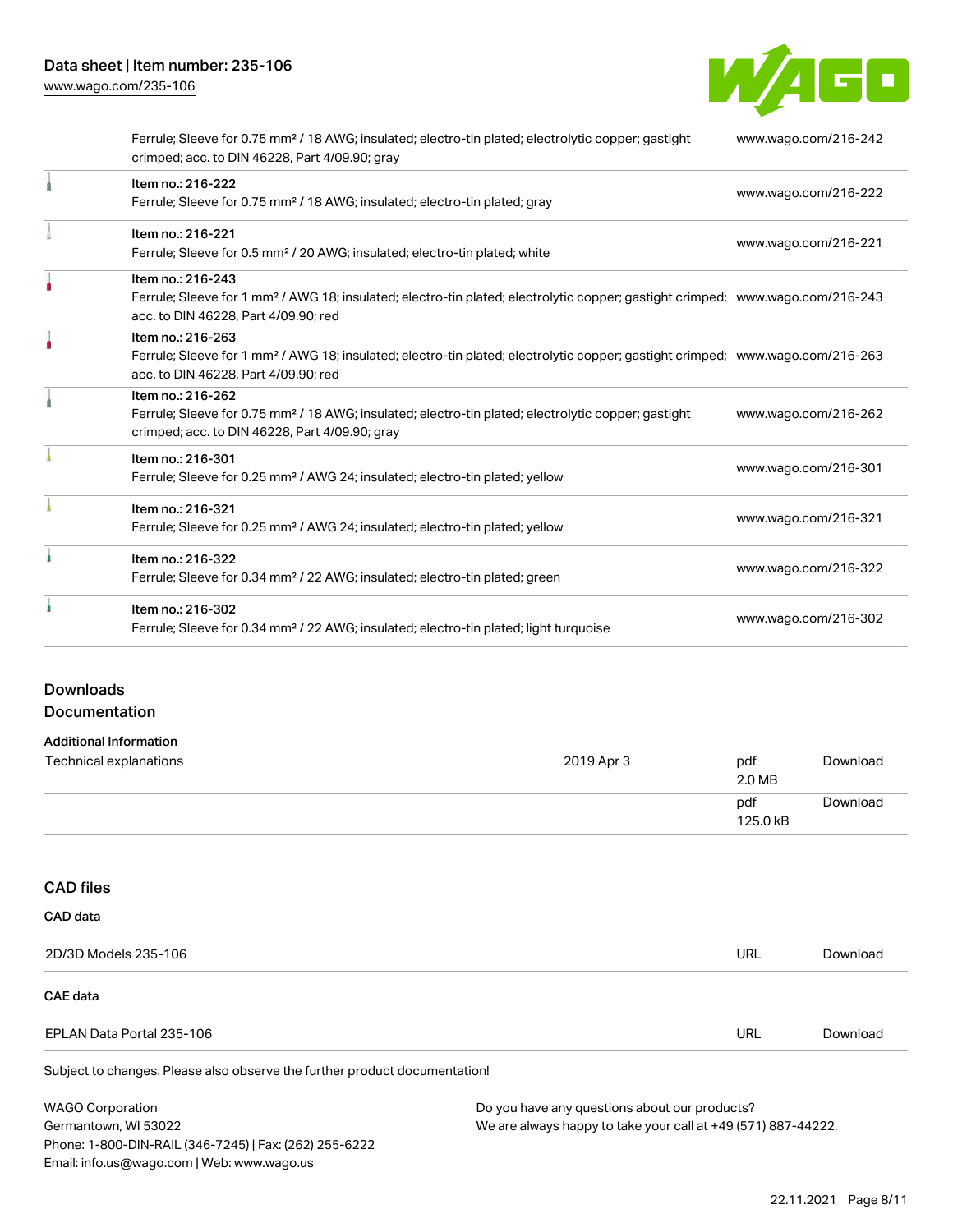| | | |
|---|---|---|
| | Ferrule; Sleeve for 0.75 mm² / 18 AWG; insulated; electro-tin plated; electrolytic copper; gastight crimped; acc. to DIN 46228, Part 4/09.90; gray | www.wago.com/216-242 |
| | Item no.: 216-222<br>Ferrule; Sleeve for 0.75 mm² / 18 AWG; insulated; electro-tin plated; gray | www.wago.com/216-222 |
| | Item no.: 216-221<br>Ferrule; Sleeve for 0.5 mm² / 20 AWG; insulated; electro-tin plated; white | www.wago.com/216-221 |
| | Item no.: 216-243<br>Ferrule; Sleeve for 1 mm² / AWG 18; insulated; electro-tin plated; electrolytic copper; gastight crimped; acc. to DIN 46228, Part 4/09.90; red | www.wago.com/216-243 |
| | Item no.: 216-263<br>Ferrule; Sleeve for 1 mm² / AWG 18; insulated; electro-tin plated; electrolytic copper; gastight crimped; acc. to DIN 46228, Part 4/09.90; red | www.wago.com/216-263 |
| | Item no.: 216-262<br>Ferrule; Sleeve for 0.75 mm² / 18 AWG; insulated; electro-tin plated; electrolytic copper; gastight crimped; acc. to DIN 46228, Part 4/09.90; gray | www.wago.com/216-262 |
| | Item no.: 216-301<br>Ferrule; Sleeve for 0.25 mm² / AWG 24; insulated; electro-tin plated; yellow | www.wago.com/216-301 |
| | Item no.: 216-321<br>Ferrule; Sleeve for 0.25 mm² / AWG 24; insulated; electro-tin plated; yellow | www.wago.com/216-321 |
| | Item no.: 216-322<br>Ferrule; Sleeve for 0.34 mm² / 22 AWG; insulated; electro-tin plated; green | www.wago.com/216-322 |
| | Item no.: 216-302<br>Ferrule; Sleeve for 0.34 mm² / 22 AWG; insulated; electro-tin plated; light turquoise | www.wago.com/216-302 |

## Downloads

## Documentation

### Additional Information

| | | | |
|---|---|---|---|
| Technical explanations | 2019 Apr 3 | pdf<br>2.0 MB | Download |
| | | pdf<br>125.0 kB | Download |

## CAD files

### CAD data

| | | |
|---|---|---|
| 2D/3D Models 235-106 | URL | Download |

### CAE data

| | | |
|---|---|---|
| EPLAN Data Portal 235-106 | URL | Download |

Subject to changes. Please also observe the further product documentation!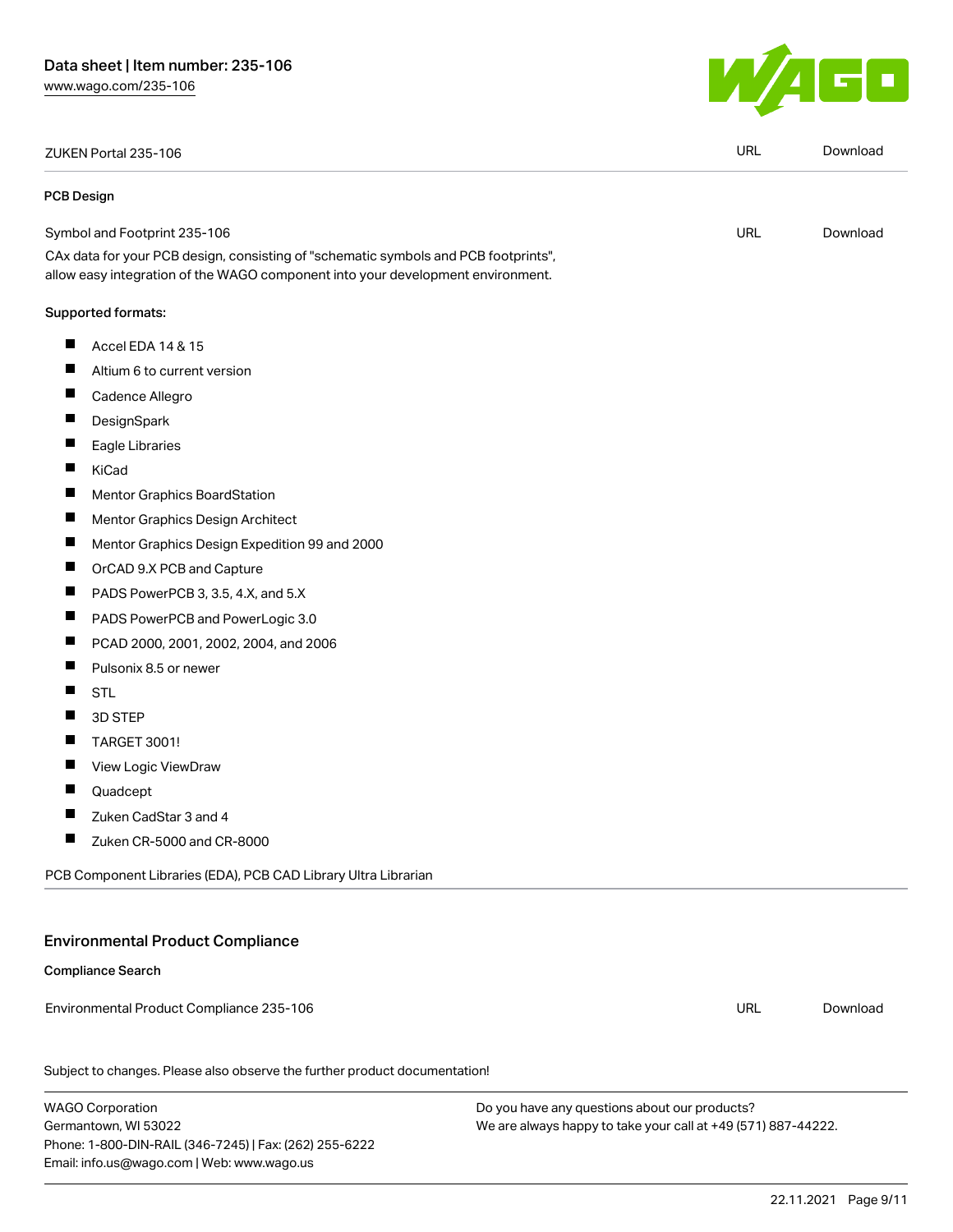| ZUKEN Portal 235-106 | URL | Download |
| --- | --- | --- |

**PCB Design**

| Symbol and Footprint 235-106 | URL | Download |
| --- | --- | --- |

CAx data for your PCB design, consisting of "schematic symbols and PCB footprints", allow easy integration of the WAGO component into your development environment.

**Supported formats:**

- Accel EDA 14 & 15
- Altium 6 to current version
- Cadence Allegro
- DesignSpark
- Eagle Libraries
- KiCad
- Mentor Graphics BoardStation
- Mentor Graphics Design Architect
- Mentor Graphics Design Expedition 99 and 2000
- OrCAD 9.X PCB and Capture
- PADS PowerPCB 3, 3.5, 4.X, and 5.X
- PADS PowerPCB and PowerLogic 3.0
- PCAD 2000, 2001, 2002, 2004, and 2006
- Pulsonix 8.5 or newer
- STL
- 3D STEP
- TARGET 3001!
- View Logic ViewDraw
- Quadcept
- Zuken CadStar 3 and 4
- Zuken CR-5000 and CR-8000

PCB Component Libraries (EDA), PCB CAD Library Ultra Librarian

## Environmental Product Compliance

**Compliance Search**

| Environmental Product Compliance 235-106 | URL | Download |
| --- | --- | --- |

Subject to changes. Please also observe the further product documentation!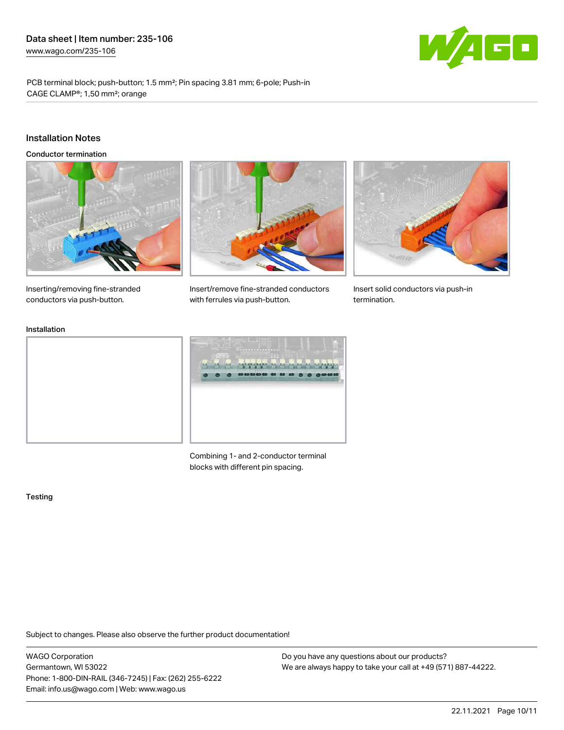Data sheet | Item number: 235-106
www.wago.com/235-106

PCB terminal block; push-button; 1.5 mm²; Pin spacing 3.81 mm; 6-pole; Push-in CAGE CLAMP®; 1,50 mm²; orange

## Installation Notes

### Conductor termination

Inserting/removing fine-stranded conductors via push-button.

Insert/remove fine-stranded conductors with ferrules via push-button.

Insert solid conductors via push-in termination.

### Installation

Combining 1- and 2-conductor terminal blocks with different pin spacing.

### Testing

Subject to changes. Please also observe the further product documentation!

WAGO Corporation
Germantown, WI 53022
Phone: 1-800-DIN-RAIL (346-7245) | Fax: (262) 255-6222
Email: info.us@wago.com | Web: www.wago.us

Do you have any questions about our products?
We are always happy to take your call at +49 (571) 887-44222.

22.11.2021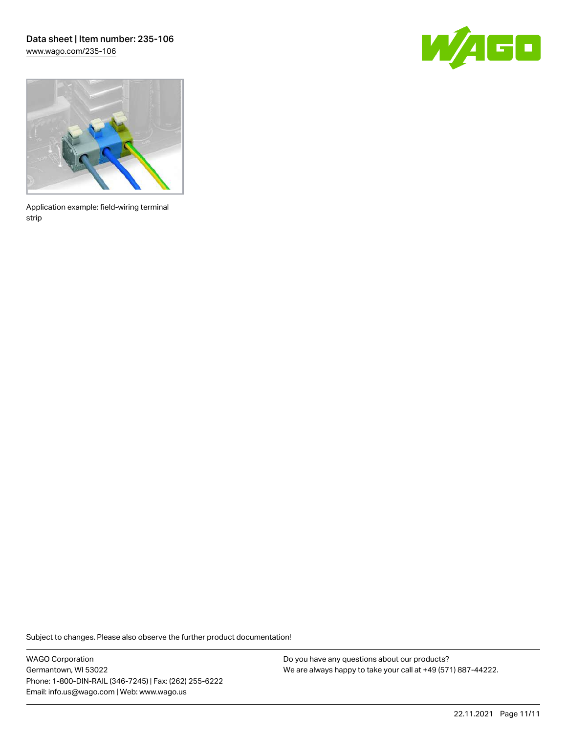Application example: field-wiring terminal strip

Subject to changes. Please also observe the further product documentation!

WAGO Corporation
Germantown, WI 53022
Phone: 1-800-DIN-RAIL (346-7245) | Fax: (262) 255-6222
Email: info.us@wago.com | Web: www.wago.us

Do you have any questions about our products?
We are always happy to take your call at +49 (571) 887-44222.